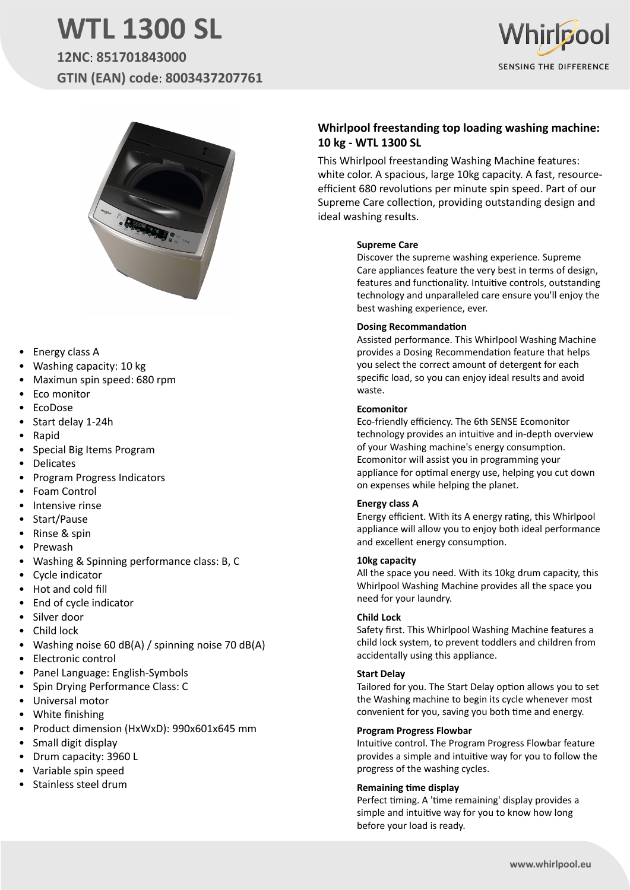# WTL 1300 SL

**12NC**: **851701843000**

**GTIN (EAN) code**: **8003437207761**

Whirlpool

SENSING THE DIFFERENCE

- Energy class A
- Washing capacity: 10 kg
- Maximun spin speed: 680 rpm
- Eco monitor
- EcoDose
- Start delay 1-24h
- Rapid
- Special Big Items Program
- Delicates
- Program Progress Indicators
- Foam Control
- Intensive rinse
- Start/Pause
- Rinse & spin
- Prewash
- Washing & Spinning performance class: B, C
- Cycle indicator
- Hot and cold fill
- End of cycle indicator
- Silver door
- Child lock
- Washing noise 60 dB(A) / spinning noise 70 dB(A)
- Electronic control
- Panel Language: English-Symbols
- Spin Drying Performance Class: C
- Universal motor
- White finishing
- Product dimension (HxWxD): 990x601x645 mm
- Small digit display
- Drum capacity: 3960 L
- Variable spin speed
- Stainless steel drum

## Whirlpool freestanding top loading washing machine: 10 kg - WTL 1300 SL

This Whirlpool freestanding Washing Machine features: white color. A spacious, large 10kg capacity. A fast, resource-efficient 680 revolutions per minute spin speed. Part of our Supreme Care collection, providing outstanding design and ideal washing results.

**Supreme Care**

Discover the supreme washing experience. Supreme Care appliances feature the very best in terms of design, features and functionality. Intuitive controls, outstanding technology and unparalleled care ensure you'll enjoy the best washing experience, ever.

**Dosing Recommandation**

Assisted performance. This Whirlpool Washing Machine provides a Dosing Recommendation feature that helps you select the correct amount of detergent for each specific load, so you can enjoy ideal results and avoid waste.

**Ecomonitor**

Eco-friendly efficiency. The 6th SENSE Ecomonitor technology provides an intuitive and in-depth overview of your Washing machine's energy consumption. Ecomonitor will assist you in programming your appliance for optimal energy use, helping you cut down on expenses while helping the planet.

**Energy class A**

Energy efficient. With its A energy rating, this Whirlpool appliance will allow you to enjoy both ideal performance and excellent energy consumption.

**10kg capacity**

All the space you need. With its 10kg drum capacity, this Whirlpool Washing Machine provides all the space you need for your laundry.

**Child Lock**

Safety first. This Whirlpool Washing Machine features a child lock system, to prevent toddlers and children from accidentally using this appliance.

**Start Delay**

Tailored for you. The Start Delay option allows you to set the Washing machine to begin its cycle whenever most convenient for you, saving you both time and energy.

**Program Progress Flowbar**

Intuitive control. The Program Progress Flowbar feature provides a simple and intuitive way for you to follow the progress of the washing cycles.

**Remaining time display**

Perfect timing. A 'time remaining' display provides a simple and intuitive way for you to know how long before your load is ready.

www.whirlpool.eu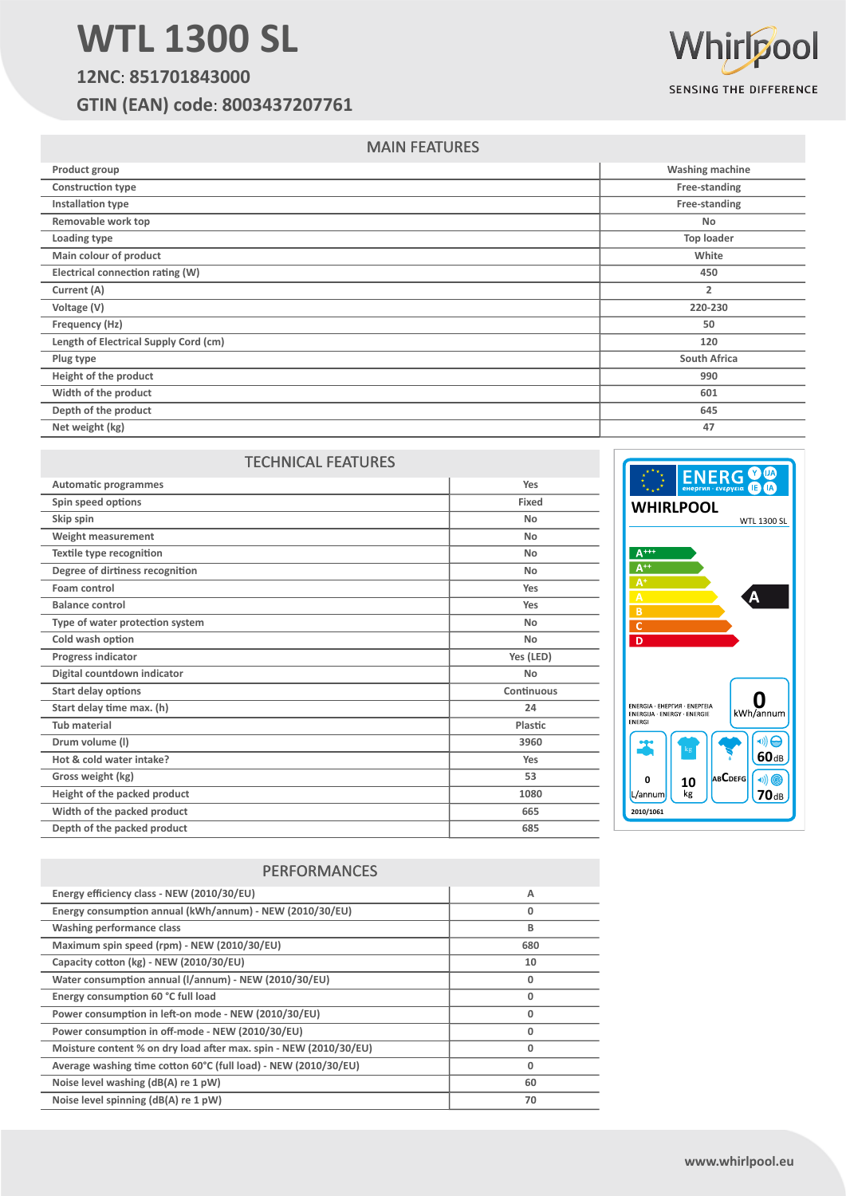# WTL 1300 SL

**12NC: 851701843000**

**GTIN (EAN) code: 8003437207761**

Whirlpool

SENSING THE DIFFERENCE

## MAIN FEATURES

| | |
|---|---|
| Product group | Washing machine |
| Construction type | Free-standing |
| Installation type | Free-standing |
| Removable work top | No |
| Loading type | Top loader |
| Main colour of product | White |
| Electrical connection rating (W) | 450 |
| Current (A) | 2 |
| Voltage (V) | 220-230 |
| Frequency (Hz) | 50 |
| Length of Electrical Supply Cord (cm) | 120 |
| Plug type | South Africa |
| Height of the product | 990 |
| Width of the product | 601 |
| Depth of the product | 645 |
| Net weight (kg) | 47 |

## TECHNICAL FEATURES

| | |
|---|---|
| Automatic programmes | Yes |
| Spin speed options | Fixed |
| Skip spin | No |
| Weight measurement | No |
| Textile type recognition | No |
| Degree of dirtiness recognition | No |
| Foam control | Yes |
| Balance control | Yes |
| Type of water protection system | No |
| Cold wash option | No |
| Progress indicator | Yes (LED) |
| Digital countdown indicator | No |
| Start delay options | Continuous |
| Start delay time max. (h) | 24 |
| Tub material | Plastic |
| Drum volume (l) | 3960 |
| Hot & cold water intake? | Yes |
| Gross weight (kg) | 53 |
| Height of the packed product | 1080 |
| Width of the packed product | 665 |
| Depth of the packed product | 685 |

ENERG
WHIRLPOOL
WTL 1300 SL
A
0 kWh/annum
0 L/annum
10 kg
60 dB
70 dB
2010/1061

## PERFORMANCES

| | |
|---|---|
| Energy efficiency class - NEW (2010/30/EU) | A |
| Energy consumption annual (kWh/annum) - NEW (2010/30/EU) | 0 |
| Washing performance class | B |
| Maximum spin speed (rpm) - NEW (2010/30/EU) | 680 |
| Capacity cotton (kg) - NEW (2010/30/EU) | 10 |
| Water consumption annual (l/annum) - NEW (2010/30/EU) | 0 |
| Energy consumption 60 °C full load | 0 |
| Power consumption in left-on mode - NEW (2010/30/EU) | 0 |
| Power consumption in off-mode - NEW (2010/30/EU) | 0 |
| Moisture content % on dry load after max. spin - NEW (2010/30/EU) | 0 |
| Average washing time cotton 60°C (full load) - NEW (2010/30/EU) | 0 |
| Noise level washing (dB(A) re 1 pW) | 60 |
| Noise level spinning (dB(A) re 1 pW) | 70 |

www.whirlpool.eu